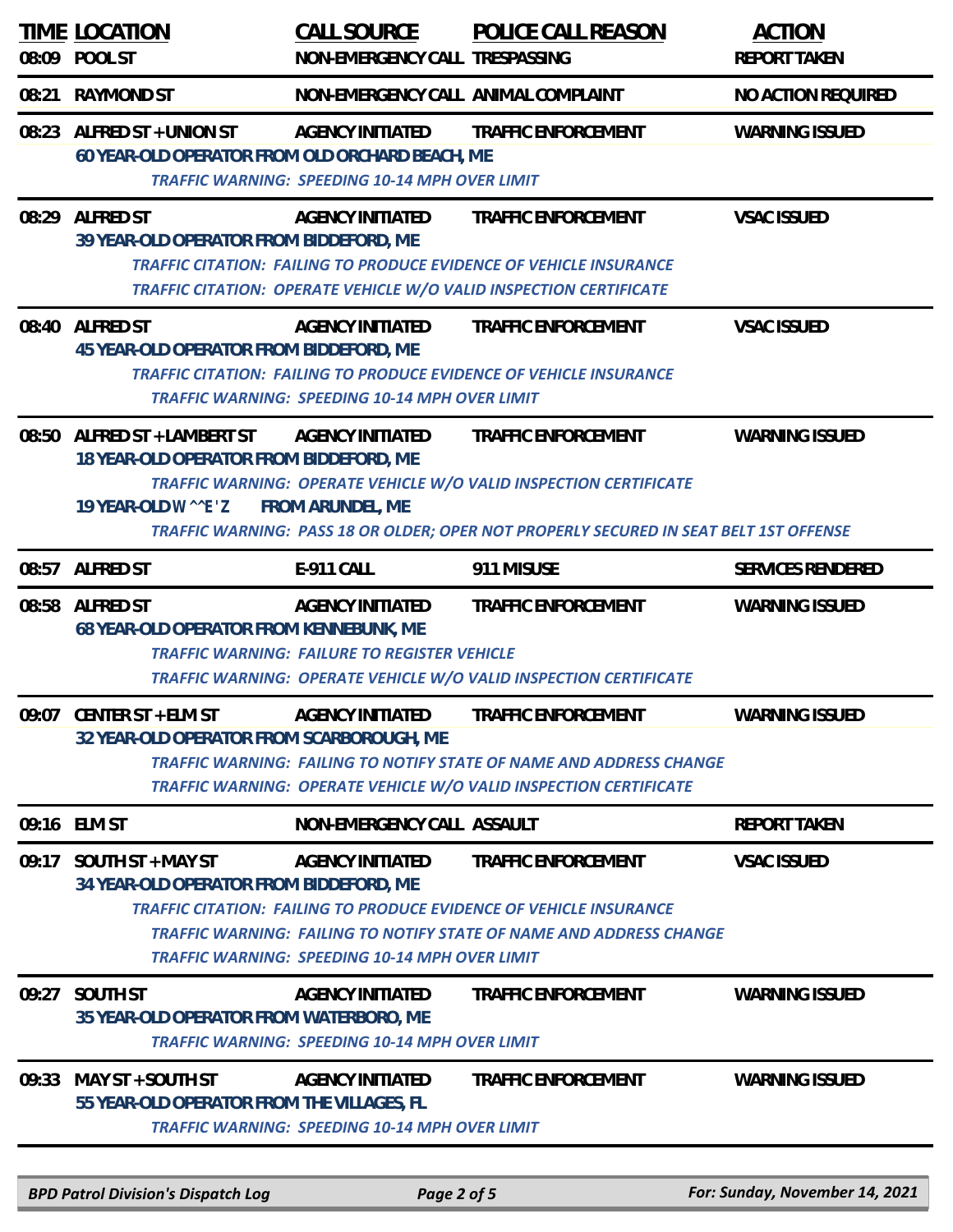| TIME | LOCATION | CALL SOURCE | POLICE CALL REASON | ACTION |
|---|---|---|---|---|
| 08:09 | POOL ST | NON-EMERGENCY CALL | TRESPASSING | REPORT TAKEN |
| 08:21 | RAYMOND ST | NON-EMERGENCY CALL | ANIMAL COMPLAINT | NO ACTION REQUIRED |
| 08:23 | ALFRED ST + UNION ST | AGENCY INITIATED | TRAFFIC ENFORCEMENT | WARNING ISSUED |
| | 60 YEAR-OLD OPERATOR FROM OLD ORCHARD BEACH, ME | | | |
| | | *TRAFFIC WARNING: SPEEDING 10-14 MPH OVER LIMIT* | | |
| 08:29 | ALFRED ST | AGENCY INITIATED | TRAFFIC ENFORCEMENT | VSAC ISSUED |
| | 39 YEAR-OLD OPERATOR FROM BIDDEFORD, ME | | | |
| | | *TRAFFIC CITATION: FAILING TO PRODUCE EVIDENCE OF VEHICLE INSURANCE* | | |
| | | *TRAFFIC CITATION: OPERATE VEHICLE W/O VALID INSPECTION CERTIFICATE* | | |
| 08:40 | ALFRED ST | AGENCY INITIATED | TRAFFIC ENFORCEMENT | VSAC ISSUED |
| | 45 YEAR-OLD OPERATOR FROM BIDDEFORD, ME | | | |
| | | *TRAFFIC CITATION: FAILING TO PRODUCE EVIDENCE OF VEHICLE INSURANCE* | | |
| | | *TRAFFIC WARNING: SPEEDING 10-14 MPH OVER LIMIT* | | |
| 08:50 | ALFRED ST + LAMBERT ST | AGENCY INITIATED | TRAFFIC ENFORCEMENT | WARNING ISSUED |
| | 18 YEAR-OLD OPERATOR FROM BIDDEFORD, ME | | | |
| | | *TRAFFIC WARNING: OPERATE VEHICLE W/O VALID INSPECTION CERTIFICATE* | | |
| | 19 YEAR-OLD W^^E'Z FROM ARUNDEL, ME | | | |
| | | *TRAFFIC WARNING: PASS 18 OR OLDER; OPER NOT PROPERLY SECURED IN SEAT BELT 1ST OFFENSE* | | |
| 08:57 | ALFRED ST | E-911 CALL | 911 MISUSE | SERVICES RENDERED |
| 08:58 | ALFRED ST | AGENCY INITIATED | TRAFFIC ENFORCEMENT | WARNING ISSUED |
| | 68 YEAR-OLD OPERATOR FROM KENNEBUNK, ME | | | |
| | | *TRAFFIC WARNING: FAILURE TO REGISTER VEHICLE* | | |
| | | *TRAFFIC WARNING: OPERATE VEHICLE W/O VALID INSPECTION CERTIFICATE* | | |
| 09:07 | CENTER ST + ELM ST | AGENCY INITIATED | TRAFFIC ENFORCEMENT | WARNING ISSUED |
| | 32 YEAR-OLD OPERATOR FROM SCARBOROUGH, ME | | | |
| | | *TRAFFIC WARNING: FAILING TO NOTIFY STATE OF NAME AND ADDRESS CHANGE* | | |
| | | *TRAFFIC WARNING: OPERATE VEHICLE W/O VALID INSPECTION CERTIFICATE* | | |
| 09:16 | ELM ST | NON-EMERGENCY CALL | ASSAULT | REPORT TAKEN |
| 09:17 | SOUTH ST + MAY ST | AGENCY INITIATED | TRAFFIC ENFORCEMENT | VSAC ISSUED |
| | 34 YEAR-OLD OPERATOR FROM BIDDEFORD, ME | | | |
| | | *TRAFFIC CITATION: FAILING TO PRODUCE EVIDENCE OF VEHICLE INSURANCE* | | |
| | | *TRAFFIC WARNING: FAILING TO NOTIFY STATE OF NAME AND ADDRESS CHANGE* | | |
| | | *TRAFFIC WARNING: SPEEDING 10-14 MPH OVER LIMIT* | | |
| 09:27 | SOUTH ST | AGENCY INITIATED | TRAFFIC ENFORCEMENT | WARNING ISSUED |
| | 35 YEAR-OLD OPERATOR FROM WATERBORO, ME | | | |
| | | *TRAFFIC WARNING: SPEEDING 10-14 MPH OVER LIMIT* | | |
| 09:33 | MAY ST + SOUTH ST | AGENCY INITIATED | TRAFFIC ENFORCEMENT | WARNING ISSUED |
| | 55 YEAR-OLD OPERATOR FROM THE VILLAGES, FL | | | |
| | | *TRAFFIC WARNING: SPEEDING 10-14 MPH OVER LIMIT* | | |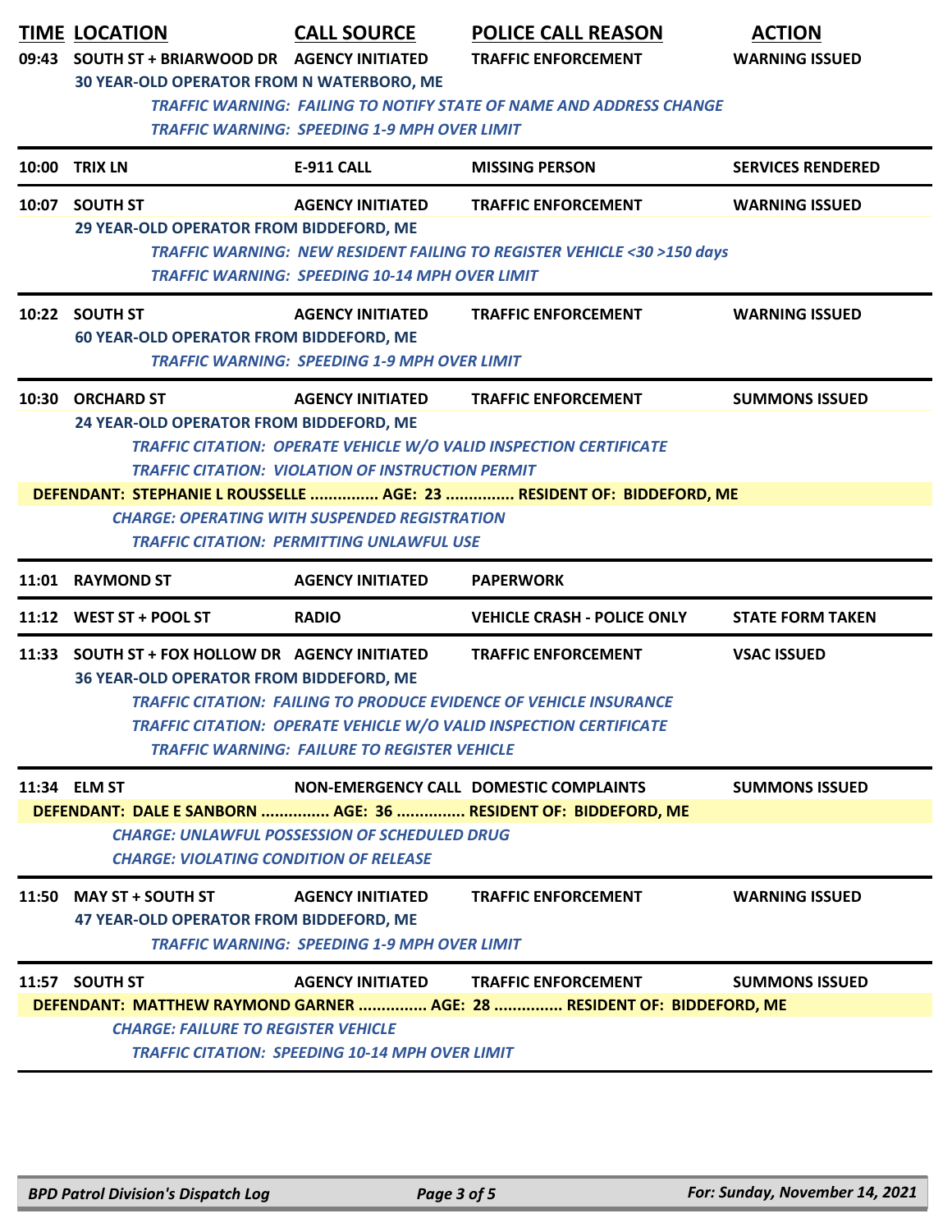| TIME | LOCATION | CALL SOURCE | POLICE CALL REASON | ACTION |
|---|---|---|---|---|
| 09:43 | SOUTH ST + BRIARWOOD DR | AGENCY INITIATED | TRAFFIC ENFORCEMENT | WARNING ISSUED |

30 YEAR-OLD OPERATOR FROM N WATERBORO, ME

*TRAFFIC WARNING: FAILING TO NOTIFY STATE OF NAME AND ADDRESS CHANGE*
*TRAFFIC WARNING: SPEEDING 1-9 MPH OVER LIMIT*

---

| 10:00 | TRIX LN | E-911 CALL | MISSING PERSON | SERVICES RENDERED |
|---|---|---|---|---|

---

| 10:07 | SOUTH ST | AGENCY INITIATED | TRAFFIC ENFORCEMENT | WARNING ISSUED |
|---|---|---|---|---|

29 YEAR-OLD OPERATOR FROM BIDDEFORD, ME

*TRAFFIC WARNING: NEW RESIDENT FAILING TO REGISTER VEHICLE <30 >150 days*
*TRAFFIC WARNING: SPEEDING 10-14 MPH OVER LIMIT*

---

| 10:22 | SOUTH ST | AGENCY INITIATED | TRAFFIC ENFORCEMENT | WARNING ISSUED |
|---|---|---|---|---|

60 YEAR-OLD OPERATOR FROM BIDDEFORD, ME

*TRAFFIC WARNING: SPEEDING 1-9 MPH OVER LIMIT*

---

| 10:30 | ORCHARD ST | AGENCY INITIATED | TRAFFIC ENFORCEMENT | SUMMONS ISSUED |
|---|---|---|---|---|

24 YEAR-OLD OPERATOR FROM BIDDEFORD, ME

*TRAFFIC CITATION: OPERATE VEHICLE W/O VALID INSPECTION CERTIFICATE*
*TRAFFIC CITATION: VIOLATION OF INSTRUCTION PERMIT*

**DEFENDANT: STEPHANIE L ROUSSELLE ............... AGE: 23 ............... RESIDENT OF: BIDDEFORD, ME**

*CHARGE: OPERATING WITH SUSPENDED REGISTRATION*
*TRAFFIC CITATION: PERMITTING UNLAWFUL USE*

---

| 11:01 | RAYMOND ST | AGENCY INITIATED | PAPERWORK | |
|---|---|---|---|---|

---

| 11:12 | WEST ST + POOL ST | RADIO | VEHICLE CRASH - POLICE ONLY | STATE FORM TAKEN |
|---|---|---|---|---|

---

| 11:33 | SOUTH ST + FOX HOLLOW DR | AGENCY INITIATED | TRAFFIC ENFORCEMENT | VSAC ISSUED |
|---|---|---|---|---|

36 YEAR-OLD OPERATOR FROM BIDDEFORD, ME

*TRAFFIC CITATION: FAILING TO PRODUCE EVIDENCE OF VEHICLE INSURANCE*
*TRAFFIC CITATION: OPERATE VEHICLE W/O VALID INSPECTION CERTIFICATE*
*TRAFFIC WARNING: FAILURE TO REGISTER VEHICLE*

---

| 11:34 | ELM ST | NON-EMERGENCY CALL | DOMESTIC COMPLAINTS | SUMMONS ISSUED |
|---|---|---|---|---|

**DEFENDANT: DALE E SANBORN ............... AGE: 36 ............... RESIDENT OF: BIDDEFORD, ME**

*CHARGE: UNLAWFUL POSSESSION OF SCHEDULED DRUG*
*CHARGE: VIOLATING CONDITION OF RELEASE*

---

| 11:50 | MAY ST + SOUTH ST | AGENCY INITIATED | TRAFFIC ENFORCEMENT | WARNING ISSUED |
|---|---|---|---|---|

47 YEAR-OLD OPERATOR FROM BIDDEFORD, ME

*TRAFFIC WARNING: SPEEDING 1-9 MPH OVER LIMIT*

---

| 11:57 | SOUTH ST | AGENCY INITIATED | TRAFFIC ENFORCEMENT | SUMMONS ISSUED |
|---|---|---|---|---|

**DEFENDANT: MATTHEW RAYMOND GARNER ............... AGE: 28 ............... RESIDENT OF: BIDDEFORD, ME**

*CHARGE: FAILURE TO REGISTER VEHICLE*
*TRAFFIC CITATION: SPEEDING 10-14 MPH OVER LIMIT*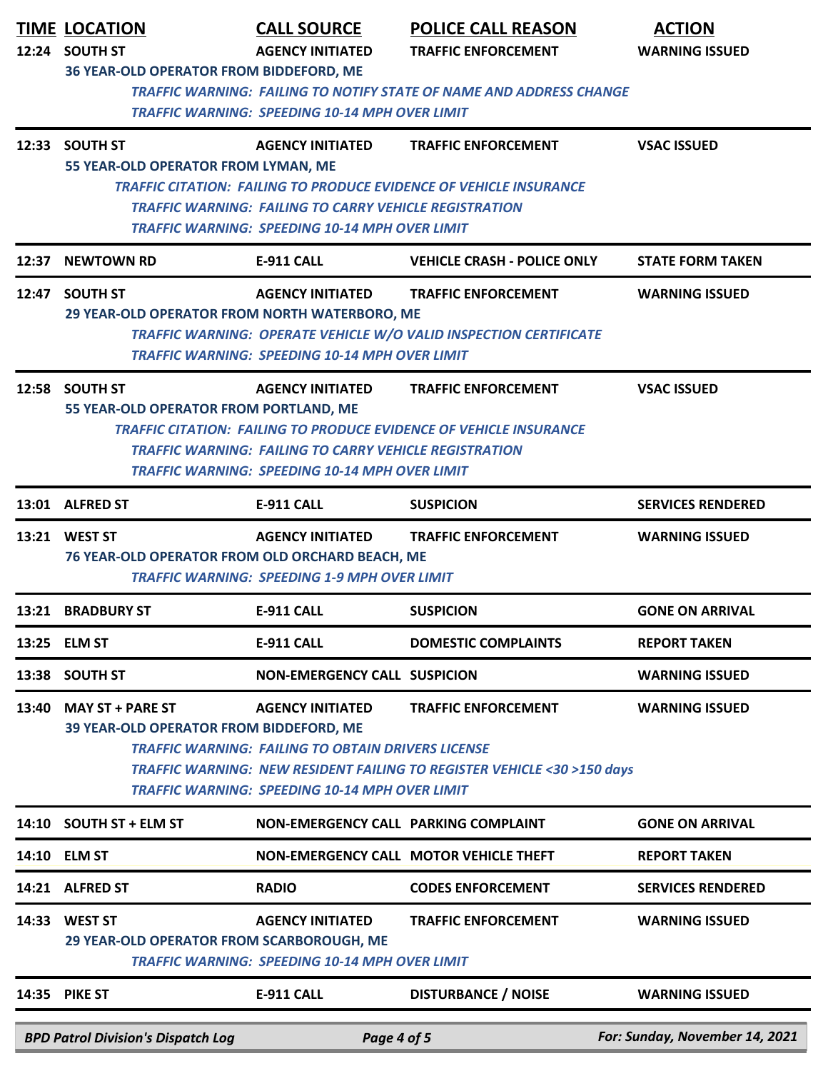| TIME | LOCATION | CALL SOURCE | POLICE CALL REASON | ACTION |
|---|---|---|---|---|
| 12:24 | SOUTH ST | AGENCY INITIATED | TRAFFIC ENFORCEMENT | WARNING ISSUED |
| | 36 YEAR-OLD OPERATOR FROM BIDDEFORD, ME | | | |
| | *TRAFFIC WARNING: FAILING TO NOTIFY STATE OF NAME AND ADDRESS CHANGE* | | | |
| | *TRAFFIC WARNING: SPEEDING 10-14 MPH OVER LIMIT* | | | |
| 12:33 | SOUTH ST | AGENCY INITIATED | TRAFFIC ENFORCEMENT | VSAC ISSUED |
| | 55 YEAR-OLD OPERATOR FROM LYMAN, ME | | | |
| | *TRAFFIC CITATION: FAILING TO PRODUCE EVIDENCE OF VEHICLE INSURANCE* | | | |
| | *TRAFFIC WARNING: FAILING TO CARRY VEHICLE REGISTRATION* | | | |
| | *TRAFFIC WARNING: SPEEDING 10-14 MPH OVER LIMIT* | | | |
| 12:37 | NEWTOWN RD | E-911 CALL | VEHICLE CRASH - POLICE ONLY | STATE FORM TAKEN |
| 12:47 | SOUTH ST | AGENCY INITIATED | TRAFFIC ENFORCEMENT | WARNING ISSUED |
| | 29 YEAR-OLD OPERATOR FROM NORTH WATERBORO, ME | | | |
| | *TRAFFIC WARNING: OPERATE VEHICLE W/O VALID INSPECTION CERTIFICATE* | | | |
| | *TRAFFIC WARNING: SPEEDING 10-14 MPH OVER LIMIT* | | | |
| 12:58 | SOUTH ST | AGENCY INITIATED | TRAFFIC ENFORCEMENT | VSAC ISSUED |
| | 55 YEAR-OLD OPERATOR FROM PORTLAND, ME | | | |
| | *TRAFFIC CITATION: FAILING TO PRODUCE EVIDENCE OF VEHICLE INSURANCE* | | | |
| | *TRAFFIC WARNING: FAILING TO CARRY VEHICLE REGISTRATION* | | | |
| | *TRAFFIC WARNING: SPEEDING 10-14 MPH OVER LIMIT* | | | |
| 13:01 | ALFRED ST | E-911 CALL | SUSPICION | SERVICES RENDERED |
| 13:21 | WEST ST | AGENCY INITIATED | TRAFFIC ENFORCEMENT | WARNING ISSUED |
| | 76 YEAR-OLD OPERATOR FROM OLD ORCHARD BEACH, ME | | | |
| | *TRAFFIC WARNING: SPEEDING 1-9 MPH OVER LIMIT* | | | |
| 13:21 | BRADBURY ST | E-911 CALL | SUSPICION | GONE ON ARRIVAL |
| 13:25 | ELM ST | E-911 CALL | DOMESTIC COMPLAINTS | REPORT TAKEN |
| 13:38 | SOUTH ST | NON-EMERGENCY CALL | SUSPICION | WARNING ISSUED |
| 13:40 | MAY ST + PARE ST | AGENCY INITIATED | TRAFFIC ENFORCEMENT | WARNING ISSUED |
| | 39 YEAR-OLD OPERATOR FROM BIDDEFORD, ME | | | |
| | *TRAFFIC WARNING: FAILING TO OBTAIN DRIVERS LICENSE* | | | |
| | *TRAFFIC WARNING: NEW RESIDENT FAILING TO REGISTER VEHICLE <30 >150 days* | | | |
| | *TRAFFIC WARNING: SPEEDING 10-14 MPH OVER LIMIT* | | | |
| 14:10 | SOUTH ST + ELM ST | NON-EMERGENCY CALL | PARKING COMPLAINT | GONE ON ARRIVAL |
| 14:10 | ELM ST | NON-EMERGENCY CALL | MOTOR VEHICLE THEFT | REPORT TAKEN |
| 14:21 | ALFRED ST | RADIO | CODES ENFORCEMENT | SERVICES RENDERED |
| 14:33 | WEST ST | AGENCY INITIATED | TRAFFIC ENFORCEMENT | WARNING ISSUED |
| | 29 YEAR-OLD OPERATOR FROM SCARBOROUGH, ME | | | |
| | *TRAFFIC WARNING: SPEEDING 10-14 MPH OVER LIMIT* | | | |
| 14:35 | PIKE ST | E-911 CALL | DISTURBANCE / NOISE | WARNING ISSUED |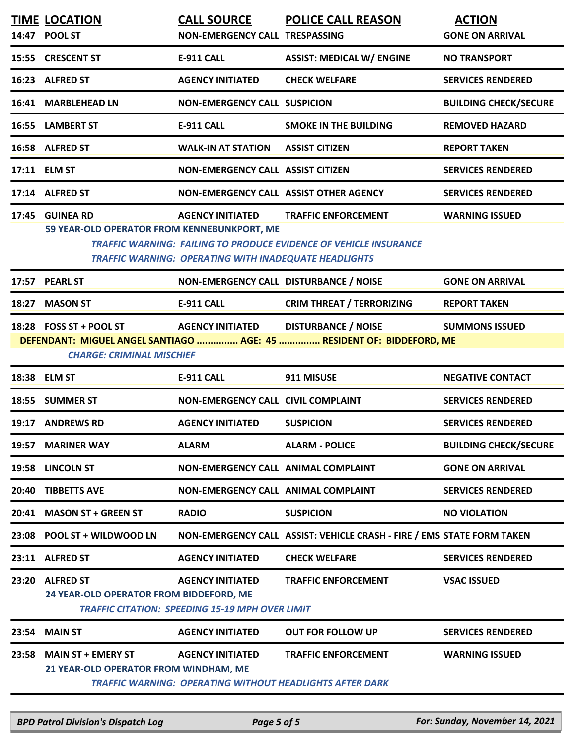| TIME | LOCATION | CALL SOURCE | POLICE CALL REASON | ACTION |
|---|---|---|---|---|
| 14:47 | POOL ST | NON-EMERGENCY CALL | TRESPASSING | GONE ON ARRIVAL |
| 15:55 | CRESCENT ST | E-911 CALL | ASSIST: MEDICAL W/ ENGINE | NO TRANSPORT |
| 16:23 | ALFRED ST | AGENCY INITIATED | CHECK WELFARE | SERVICES RENDERED |
| 16:41 | MARBLEHEAD LN | NON-EMERGENCY CALL | SUSPICION | BUILDING CHECK/SECURE |
| 16:55 | LAMBERT ST | E-911 CALL | SMOKE IN THE BUILDING | REMOVED HAZARD |
| 16:58 | ALFRED ST | WALK-IN AT STATION | ASSIST CITIZEN | REPORT TAKEN |
| 17:11 | ELM ST | NON-EMERGENCY CALL | ASSIST CITIZEN | SERVICES RENDERED |
| 17:14 | ALFRED ST | NON-EMERGENCY CALL | ASSIST OTHER AGENCY | SERVICES RENDERED |
| 17:45 | GUINEA RD | AGENCY INITIATED | TRAFFIC ENFORCEMENT | WARNING ISSUED |

59 YEAR-OLD OPERATOR FROM KENNEBUNKPORT, ME

*TRAFFIC WARNING: FAILING TO PRODUCE EVIDENCE OF VEHICLE INSURANCE*
*TRAFFIC WARNING: OPERATING WITH INADEQUATE HEADLIGHTS*

| TIME | LOCATION | CALL SOURCE | POLICE CALL REASON | ACTION |
|---|---|---|---|---|
| 17:57 | PEARL ST | NON-EMERGENCY CALL | DISTURBANCE / NOISE | GONE ON ARRIVAL |
| 18:27 | MASON ST | E-911 CALL | CRIM THREAT / TERRORIZING | REPORT TAKEN |
| 18:28 | FOSS ST + POOL ST | AGENCY INITIATED | DISTURBANCE / NOISE | SUMMONS ISSUED |

DEFENDANT: MIGUEL ANGEL SANTIAGO ............... AGE: 45 ............... RESIDENT OF: BIDDEFORD, ME

*CHARGE: CRIMINAL MISCHIEF*

| TIME | LOCATION | CALL SOURCE | POLICE CALL REASON | ACTION |
|---|---|---|---|---|
| 18:38 | ELM ST | E-911 CALL | 911 MISUSE | NEGATIVE CONTACT |
| 18:55 | SUMMER ST | NON-EMERGENCY CALL | CIVIL COMPLAINT | SERVICES RENDERED |
| 19:17 | ANDREWS RD | AGENCY INITIATED | SUSPICION | SERVICES RENDERED |
| 19:57 | MARINER WAY | ALARM | ALARM - POLICE | BUILDING CHECK/SECURE |
| 19:58 | LINCOLN ST | NON-EMERGENCY CALL | ANIMAL COMPLAINT | GONE ON ARRIVAL |
| 20:40 | TIBBETTS AVE | NON-EMERGENCY CALL | ANIMAL COMPLAINT | SERVICES RENDERED |
| 20:41 | MASON ST + GREEN ST | RADIO | SUSPICION | NO VIOLATION |
| 23:08 | POOL ST + WILDWOOD LN | NON-EMERGENCY CALL | ASSIST: VEHICLE CRASH - FIRE / EMS | STATE FORM TAKEN |
| 23:11 | ALFRED ST | AGENCY INITIATED | CHECK WELFARE | SERVICES RENDERED |
| 23:20 | ALFRED ST | AGENCY INITIATED | TRAFFIC ENFORCEMENT | VSAC ISSUED |

24 YEAR-OLD OPERATOR FROM BIDDEFORD, ME

*TRAFFIC CITATION: SPEEDING 15-19 MPH OVER LIMIT*

| TIME | LOCATION | CALL SOURCE | POLICE CALL REASON | ACTION |
|---|---|---|---|---|
| 23:54 | MAIN ST | AGENCY INITIATED | OUT FOR FOLLOW UP | SERVICES RENDERED |
| 23:58 | MAIN ST + EMERY ST | AGENCY INITIATED | TRAFFIC ENFORCEMENT | WARNING ISSUED |

21 YEAR-OLD OPERATOR FROM WINDHAM, ME

*TRAFFIC WARNING: OPERATING WITHOUT HEADLIGHTS AFTER DARK*